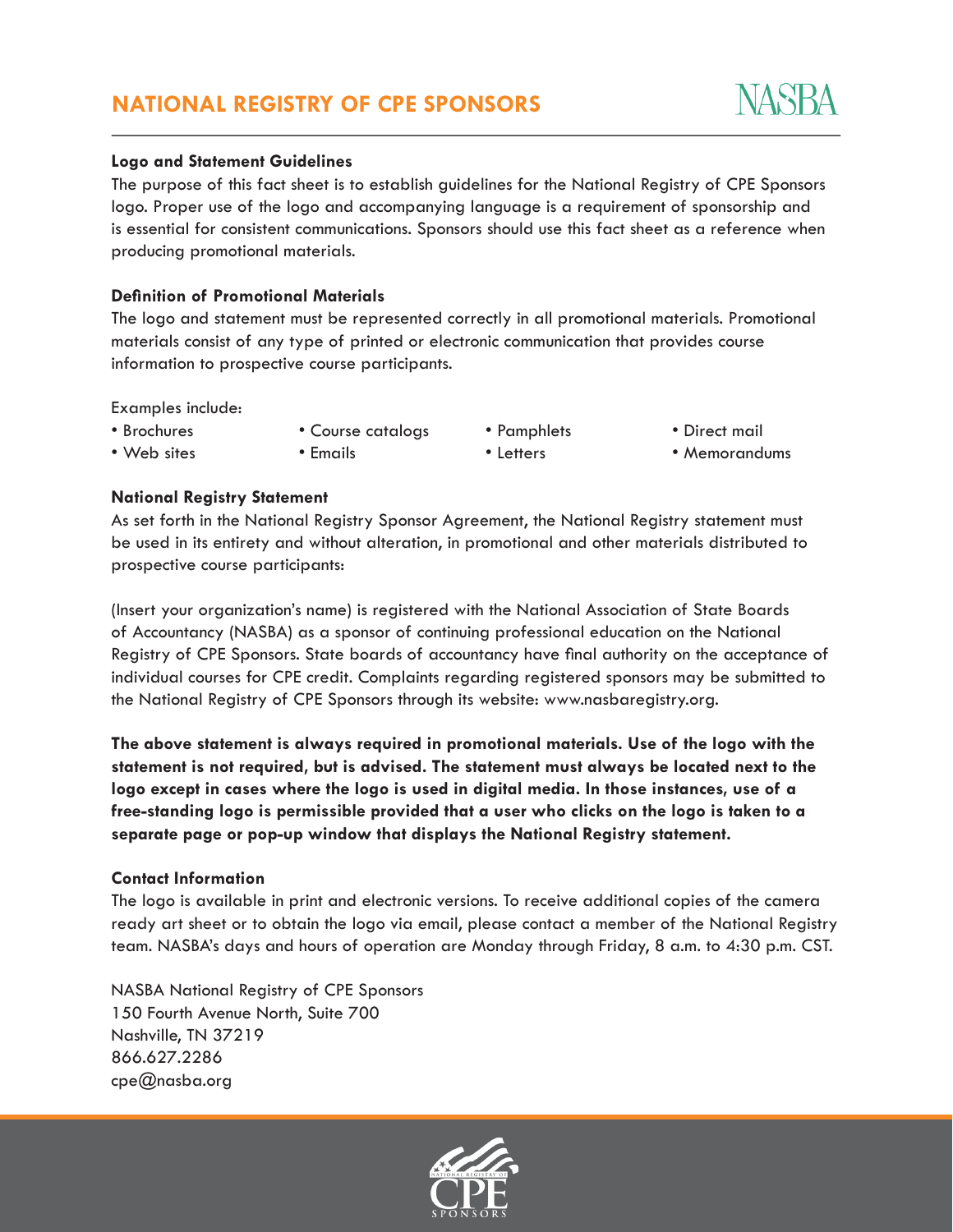# NATIONAL REGISTRY OF CPE SPONSORS

NASBA

### Logo and Statement Guidelines

The purpose of this fact sheet is to establish guidelines for the National Registry of CPE Sponsors logo. Proper use of the logo and accompanying language is a requirement of sponsorship and is essential for consistent communications. Sponsors should use this fact sheet as a reference when producing promotional materials.

### Definition of Promotional Materials

The logo and statement must be represented correctly in all promotional materials. Promotional materials consist of any type of printed or electronic communication that provides course information to prospective course participants.

Examples include:

- Brochures
- Course catalogs
- Pamphlets
- Direct mail
- Web sites
- Emails
- Letters
- Memorandums

### National Registry Statement

As set forth in the National Registry Sponsor Agreement, the National Registry statement must be used in its entirety and without alteration, in promotional and other materials distributed to prospective course participants:

(Insert your organization's name) is registered with the National Association of State Boards of Accountancy (NASBA) as a sponsor of continuing professional education on the National Registry of CPE Sponsors. State boards of accountancy have final authority on the acceptance of individual courses for CPE credit. Complaints regarding registered sponsors may be submitted to the National Registry of CPE Sponsors through its website: www.nasbaregistry.org.

**The above statement is always required in promotional materials. Use of the logo with the statement is not required, but is advised. The statement must always be located next to the logo except in cases where the logo is used in digital media. In those instances, use of a free-standing logo is permissible provided that a user who clicks on the logo is taken to a separate page or pop-up window that displays the National Registry statement.**

### Contact Information

The logo is available in print and electronic versions. To receive additional copies of the camera ready art sheet or to obtain the logo via email, please contact a member of the National Registry team. NASBA's days and hours of operation are Monday through Friday, 8 a.m. to 4:30 p.m. CST.

NASBA National Registry of CPE Sponsors
150 Fourth Avenue North, Suite 700
Nashville, TN 37219
866.627.2286
cpe@nasba.org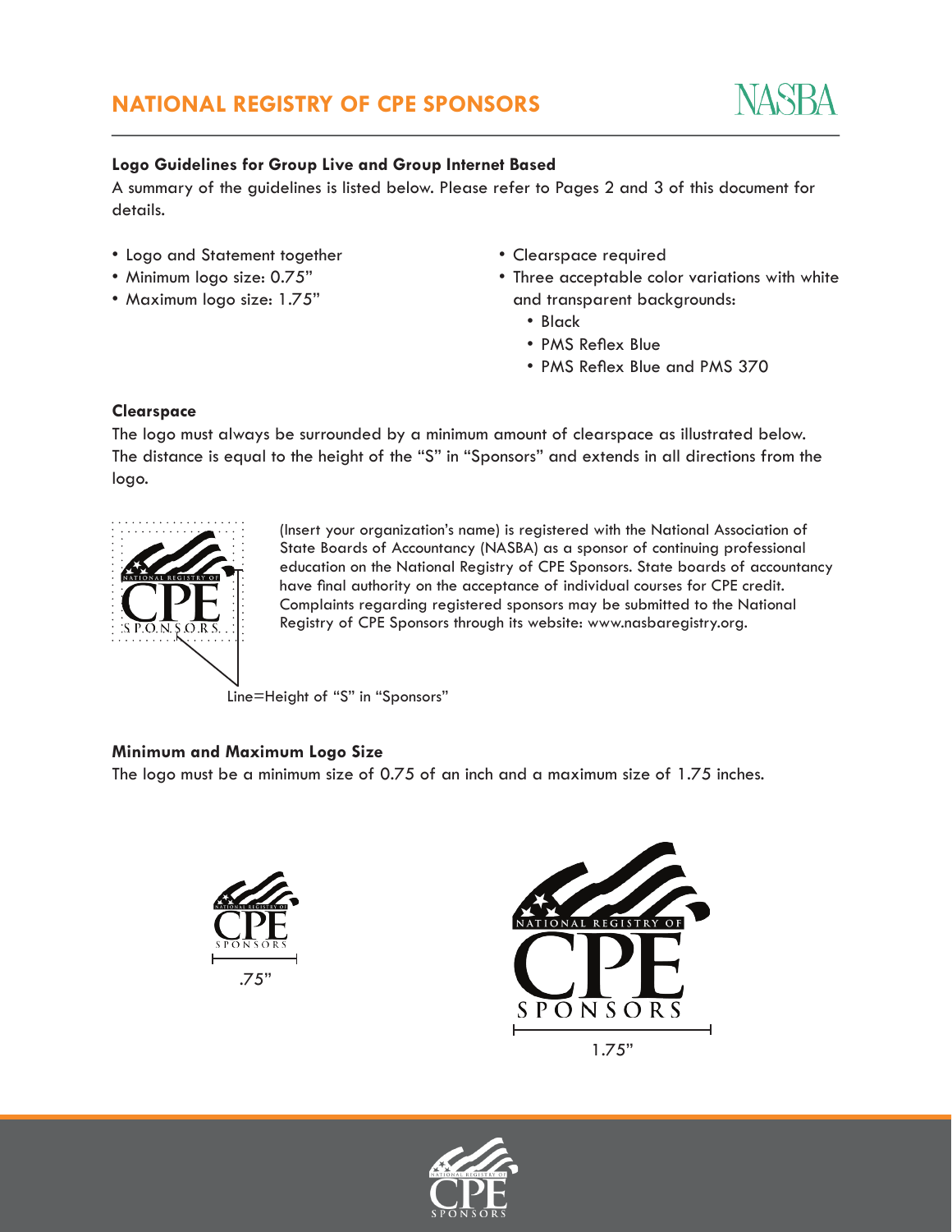# NATIONAL REGISTRY OF CPE SPONSORS

**Logo Guidelines for Group Live and Group Internet Based**

A summary of the guidelines is listed below. Please refer to Pages 2 and 3 of this document for details.

- Logo and Statement together
- Minimum logo size: 0.75”
- Maximum logo size: 1.75”
- Clearspace required
- Three acceptable color variations with white and transparent backgrounds:
  - Black
  - PMS Reflex Blue
  - PMS Reflex Blue and PMS 370

**Clearspace**

The logo must always be surrounded by a minimum amount of clearspace as illustrated below. The distance is equal to the height of the “S” in “Sponsors” and extends in all directions from the logo.

(Insert your organization’s name) is registered with the National Association of State Boards of Accountancy (NASBA) as a sponsor of continuing professional education on the National Registry of CPE Sponsors. State boards of accountancy have final authority on the acceptance of individual courses for CPE credit. Complaints regarding registered sponsors may be submitted to the National Registry of CPE Sponsors through its website: www.nasbaregistry.org.

Line=Height of “S” in “Sponsors”

**Minimum and Maximum Logo Size**

The logo must be a minimum size of 0.75 of an inch and a maximum size of 1.75 inches.

.75”

1.75”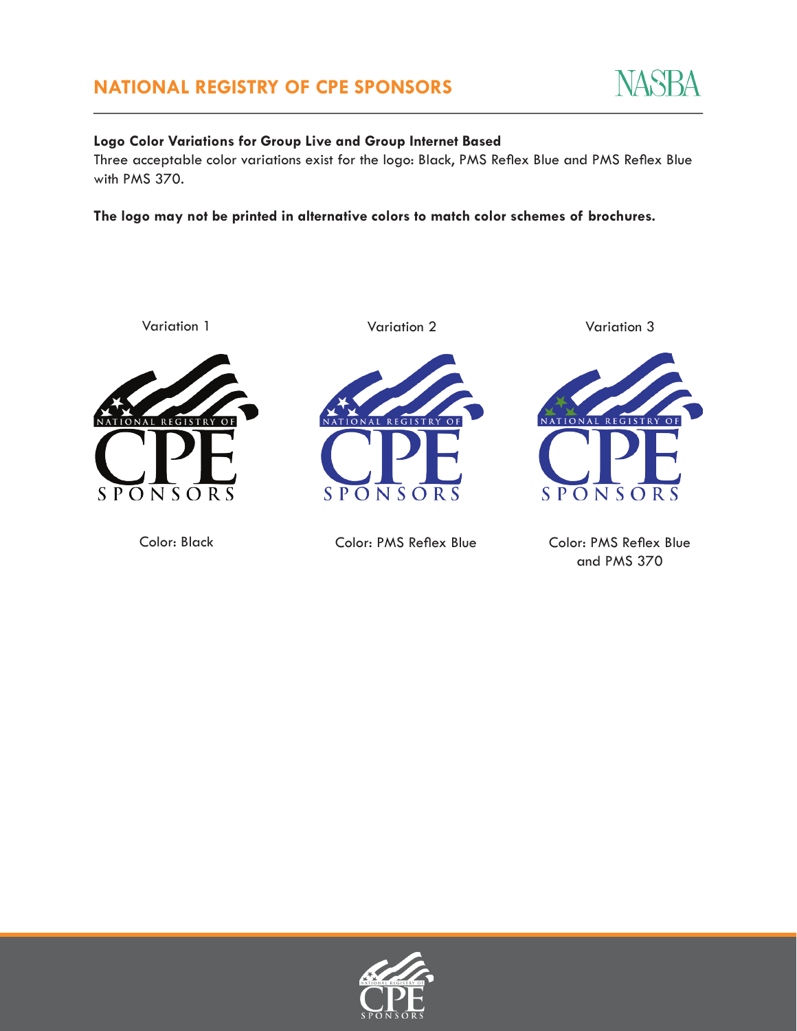## Logo Color Variations for Group Live and Group Internet Based

Three acceptable color variations exist for the logo: Black, PMS Reflex Blue and PMS Reflex Blue with PMS 370.

**The logo may not be printed in alternative colors to match color schemes of brochures.**

| Variation 1 | Variation 2 | Variation 3 |
| --- | --- | --- |
| Color: Black | Color: PMS Reflex Blue | Color: PMS Reflex Blue and PMS 370 |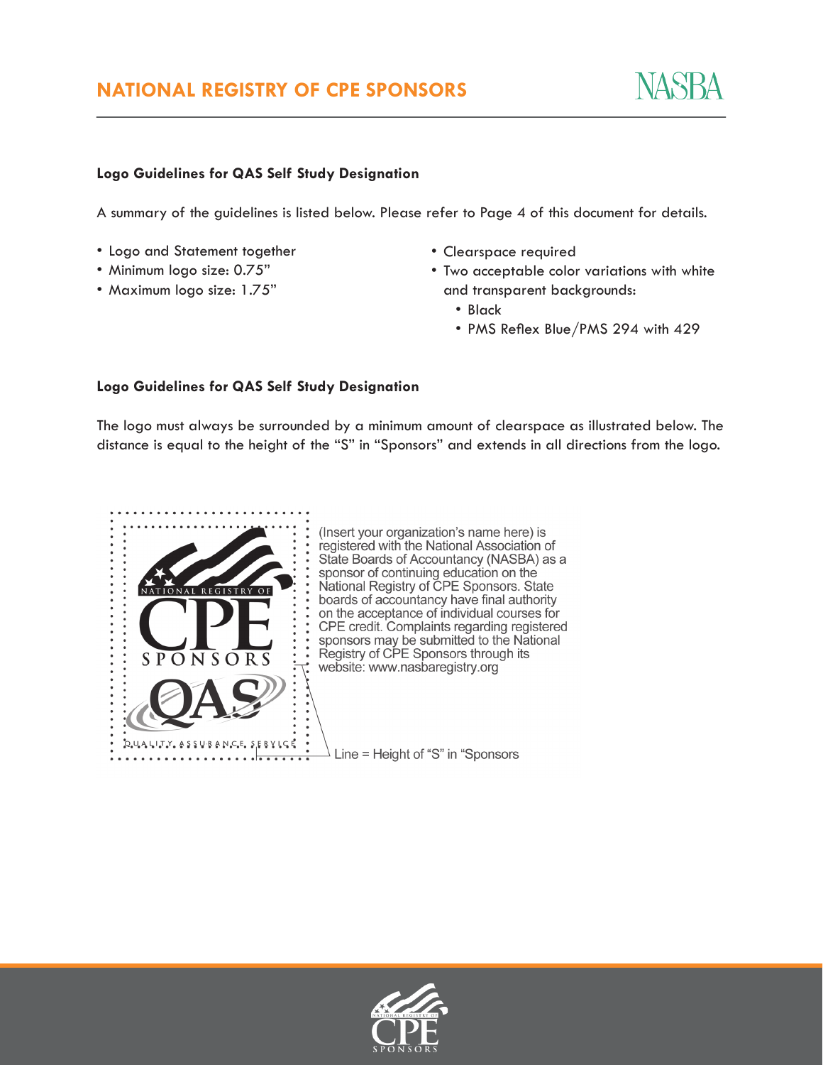## NATIONAL REGISTRY OF CPE SPONSORS

### Logo Guidelines for QAS Self Study Designation

A summary of the guidelines is listed below. Please refer to Page 4 of this document for details.

- Logo and Statement together
- Minimum logo size: 0.75"
- Maximum logo size: 1.75"
- Clearspace required
- Two acceptable color variations with white and transparent backgrounds:
  - Black
  - PMS Reflex Blue/PMS 294 with 429

### Logo Guidelines for QAS Self Study Designation

The logo must always be surrounded by a minimum amount of clearspace as illustrated below. The distance is equal to the height of the "S" in "Sponsors" and extends in all directions from the logo.

(Insert your organization's name here) is registered with the National Association of State Boards of Accountancy (NASBA) as a sponsor of continuing education on the National Registry of CPE Sponsors. State boards of accountancy have final authority on the acceptance of individual courses for CPE credit. Complaints regarding registered sponsors may be submitted to the National Registry of CPE Sponsors through its website: www.nasbaregistry.org

Line = Height of "S" in "Sponsors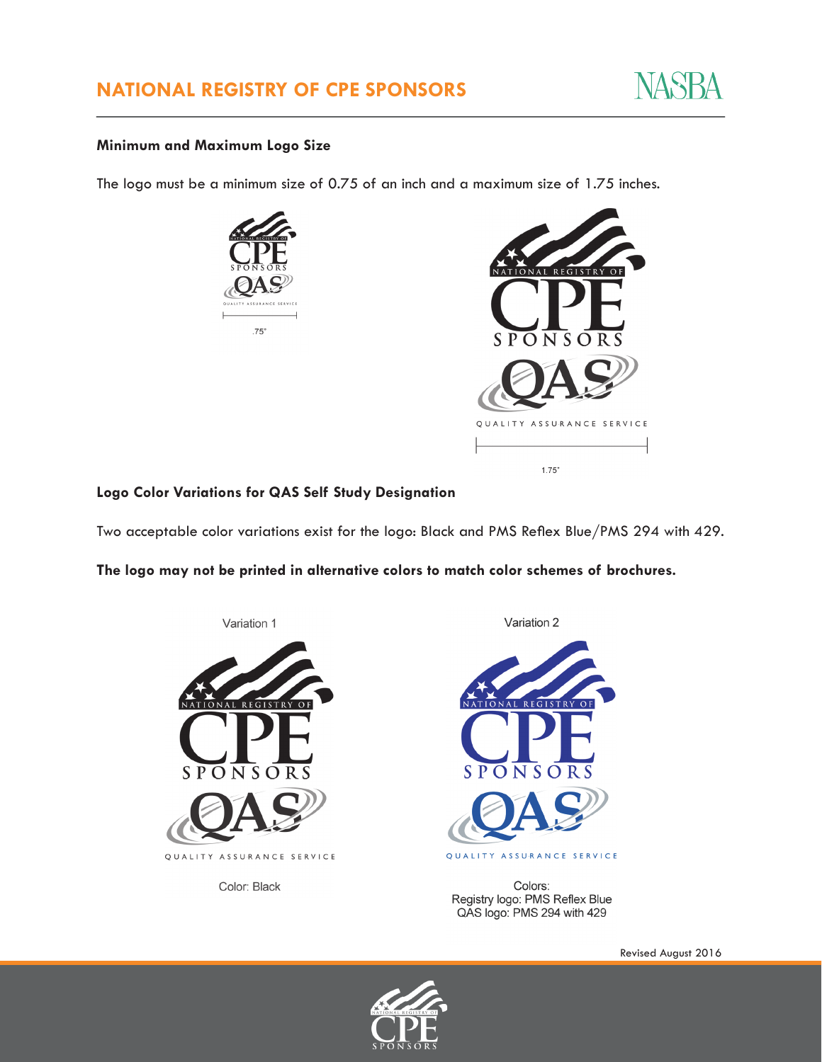## Minimum and Maximum Logo Size

The logo must be a minimum size of 0.75 of an inch and a maximum size of 1.75 inches.

.75"

1.75"

## Logo Color Variations for QAS Self Study Designation

Two acceptable color variations exist for the logo: Black and PMS Reflex Blue/PMS 294 with 429.

**The logo may not be printed in alternative colors to match color schemes of brochures.**

Variation 1

Color: Black

Variation 2

Colors:
Registry logo: PMS Reflex Blue
QAS logo: PMS 294 with 429

Revised August 2016